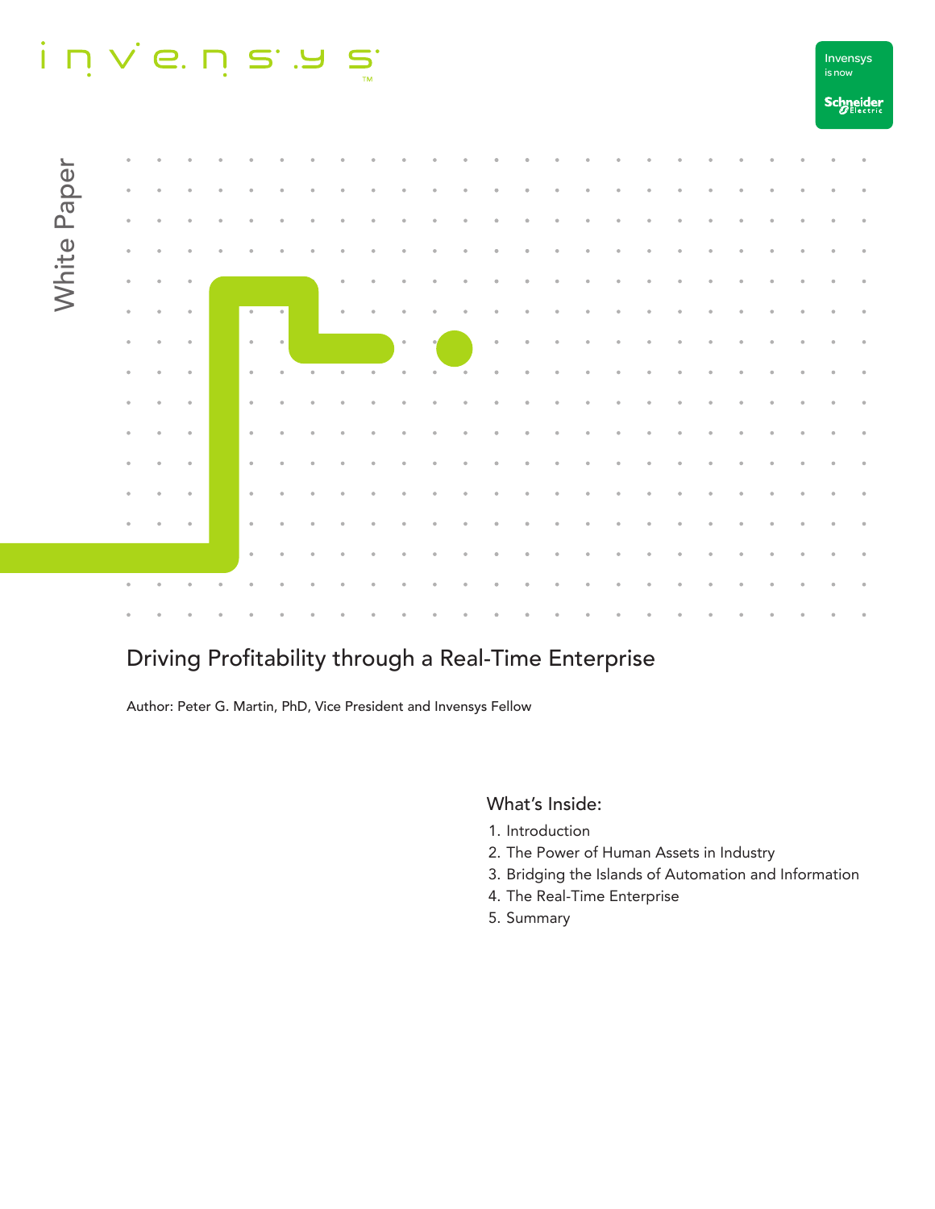invensys

Invensys is now Schneider Electric

White Paper

# Driving Profitability through a Real-Time Enterprise

Author: Peter G. Martin, PhD, Vice President and Invensys Fellow

## What's Inside:

1. Introduction
2. The Power of Human Assets in Industry
3. Bridging the Islands of Automation and Information
4. The Real-Time Enterprise
5. Summary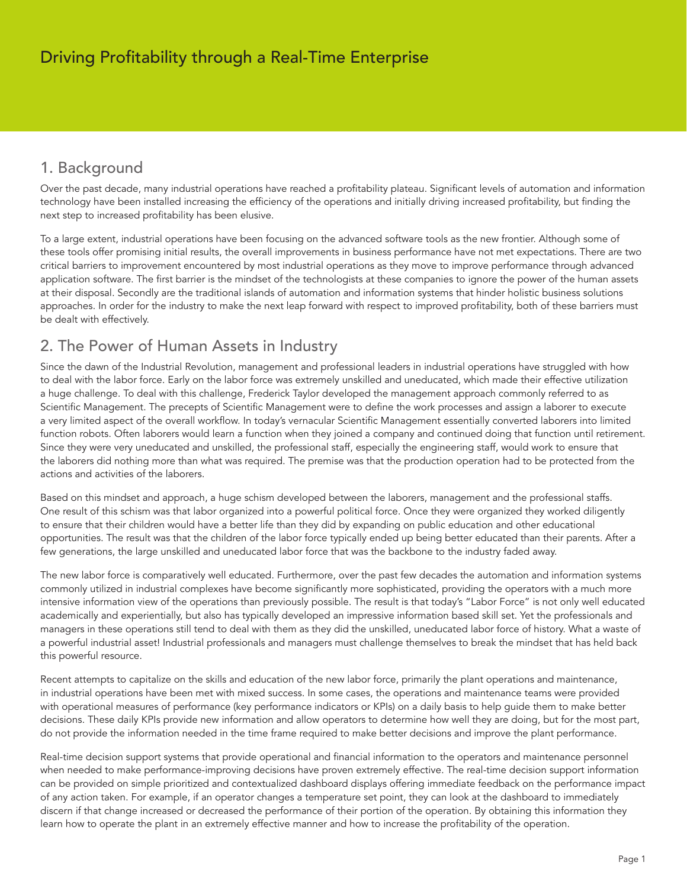# Driving Profitability through a Real-Time Enterprise

## 1. Background

Over the past decade, many industrial operations have reached a profitability plateau. Significant levels of automation and information technology have been installed increasing the efficiency of the operations and initially driving increased profitability, but finding the next step to increased profitability has been elusive.

To a large extent, industrial operations have been focusing on the advanced software tools as the new frontier. Although some of these tools offer promising initial results, the overall improvements in business performance have not met expectations. There are two critical barriers to improvement encountered by most industrial operations as they move to improve performance through advanced application software. The first barrier is the mindset of the technologists at these companies to ignore the power of the human assets at their disposal. Secondly are the traditional islands of automation and information systems that hinder holistic business solutions approaches. In order for the industry to make the next leap forward with respect to improved profitability, both of these barriers must be dealt with effectively.

## 2. The Power of Human Assets in Industry

Since the dawn of the Industrial Revolution, management and professional leaders in industrial operations have struggled with how to deal with the labor force. Early on the labor force was extremely unskilled and uneducated, which made their effective utilization a huge challenge. To deal with this challenge, Frederick Taylor developed the management approach commonly referred to as Scientific Management. The precepts of Scientific Management were to define the work processes and assign a laborer to execute a very limited aspect of the overall workflow. In today's vernacular Scientific Management essentially converted laborers into limited function robots. Often laborers would learn a function when they joined a company and continued doing that function until retirement. Since they were very uneducated and unskilled, the professional staff, especially the engineering staff, would work to ensure that the laborers did nothing more than what was required. The premise was that the production operation had to be protected from the actions and activities of the laborers.

Based on this mindset and approach, a huge schism developed between the laborers, management and the professional staffs. One result of this schism was that labor organized into a powerful political force. Once they were organized they worked diligently to ensure that their children would have a better life than they did by expanding on public education and other educational opportunities. The result was that the children of the labor force typically ended up being better educated than their parents. After a few generations, the large unskilled and uneducated labor force that was the backbone to the industry faded away.

The new labor force is comparatively well educated. Furthermore, over the past few decades the automation and information systems commonly utilized in industrial complexes have become significantly more sophisticated, providing the operators with a much more intensive information view of the operations than previously possible. The result is that today's "Labor Force" is not only well educated academically and experientially, but also has typically developed an impressive information based skill set. Yet the professionals and managers in these operations still tend to deal with them as they did the unskilled, uneducated labor force of history. What a waste of a powerful industrial asset! Industrial professionals and managers must challenge themselves to break the mindset that has held back this powerful resource.

Recent attempts to capitalize on the skills and education of the new labor force, primarily the plant operations and maintenance, in industrial operations have been met with mixed success. In some cases, the operations and maintenance teams were provided with operational measures of performance (key performance indicators or KPIs) on a daily basis to help guide them to make better decisions. These daily KPIs provide new information and allow operators to determine how well they are doing, but for the most part, do not provide the information needed in the time frame required to make better decisions and improve the plant performance.

Real-time decision support systems that provide operational and financial information to the operators and maintenance personnel when needed to make performance-improving decisions have proven extremely effective. The real-time decision support information can be provided on simple prioritized and contextualized dashboard displays offering immediate feedback on the performance impact of any action taken. For example, if an operator changes a temperature set point, they can look at the dashboard to immediately discern if that change increased or decreased the performance of their portion of the operation. By obtaining this information they learn how to operate the plant in an extremely effective manner and how to increase the profitability of the operation.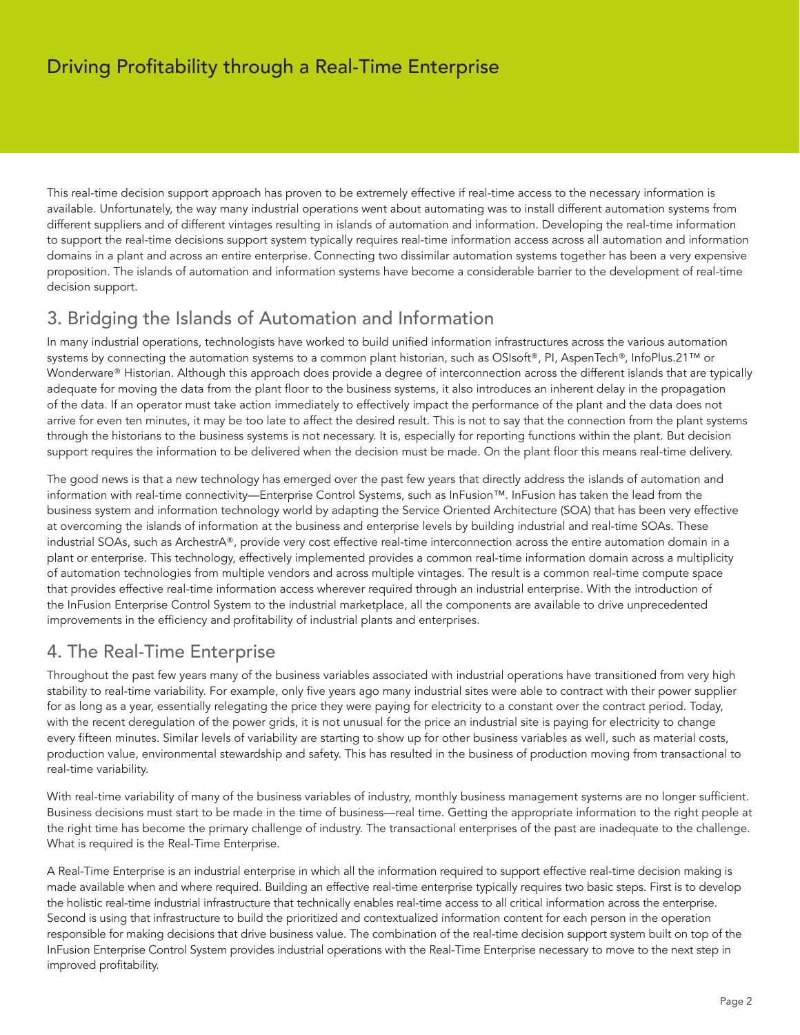This real-time decision support approach has proven to be extremely effective if real-time access to the necessary information is available. Unfortunately, the way many industrial operations went about automating was to install different automation systems from different suppliers and of different vintages resulting in islands of automation and information. Developing the real-time information to support the real-time decisions support system typically requires real-time information access across all automation and information domains in a plant and across an entire enterprise. Connecting two dissimilar automation systems together has been a very expensive proposition. The islands of automation and information systems have become a considerable barrier to the development of real-time decision support.

## 3. Bridging the Islands of Automation and Information

In many industrial operations, technologists have worked to build unified information infrastructures across the various automation systems by connecting the automation systems to a common plant historian, such as OSIsoft®, PI, AspenTech®, InfoPlus.21™ or Wonderware® Historian. Although this approach does provide a degree of interconnection across the different islands that are typically adequate for moving the data from the plant floor to the business systems, it also introduces an inherent delay in the propagation of the data. If an operator must take action immediately to effectively impact the performance of the plant and the data does not arrive for even ten minutes, it may be too late to affect the desired result. This is not to say that the connection from the plant systems through the historians to the business systems is not necessary. It is, especially for reporting functions within the plant. But decision support requires the information to be delivered when the decision must be made. On the plant floor this means real-time delivery.

The good news is that a new technology has emerged over the past few years that directly address the islands of automation and information with real-time connectivity—Enterprise Control Systems, such as InFusion™. InFusion has taken the lead from the business system and information technology world by adapting the Service Oriented Architecture (SOA) that has been very effective at overcoming the islands of information at the business and enterprise levels by building industrial and real-time SOAs. These industrial SOAs, such as ArchestrA®, provide very cost effective real-time interconnection across the entire automation domain in a plant or enterprise. This technology, effectively implemented provides a common real-time information domain across a multiplicity of automation technologies from multiple vendors and across multiple vintages. The result is a common real-time compute space that provides effective real-time information access wherever required through an industrial enterprise. With the introduction of the InFusion Enterprise Control System to the industrial marketplace, all the components are available to drive unprecedented improvements in the efficiency and profitability of industrial plants and enterprises.

## 4. The Real-Time Enterprise

Throughout the past few years many of the business variables associated with industrial operations have transitioned from very high stability to real-time variability. For example, only five years ago many industrial sites were able to contract with their power supplier for as long as a year, essentially relegating the price they were paying for electricity to a constant over the contract period. Today, with the recent deregulation of the power grids, it is not unusual for the price an industrial site is paying for electricity to change every fifteen minutes. Similar levels of variability are starting to show up for other business variables as well, such as material costs, production value, environmental stewardship and safety. This has resulted in the business of production moving from transactional to real-time variability.

With real-time variability of many of the business variables of industry, monthly business management systems are no longer sufficient. Business decisions must start to be made in the time of business—real time. Getting the appropriate information to the right people at the right time has become the primary challenge of industry. The transactional enterprises of the past are inadequate to the challenge. What is required is the Real-Time Enterprise.

A Real-Time Enterprise is an industrial enterprise in which all the information required to support effective real-time decision making is made available when and where required. Building an effective real-time enterprise typically requires two basic steps. First is to develop the holistic real-time industrial infrastructure that technically enables real-time access to all critical information across the enterprise. Second is using that infrastructure to build the prioritized and contextualized information content for each person in the operation responsible for making decisions that drive business value. The combination of the real-time decision support system built on top of the InFusion Enterprise Control System provides industrial operations with the Real-Time Enterprise necessary to move to the next step in improved profitability.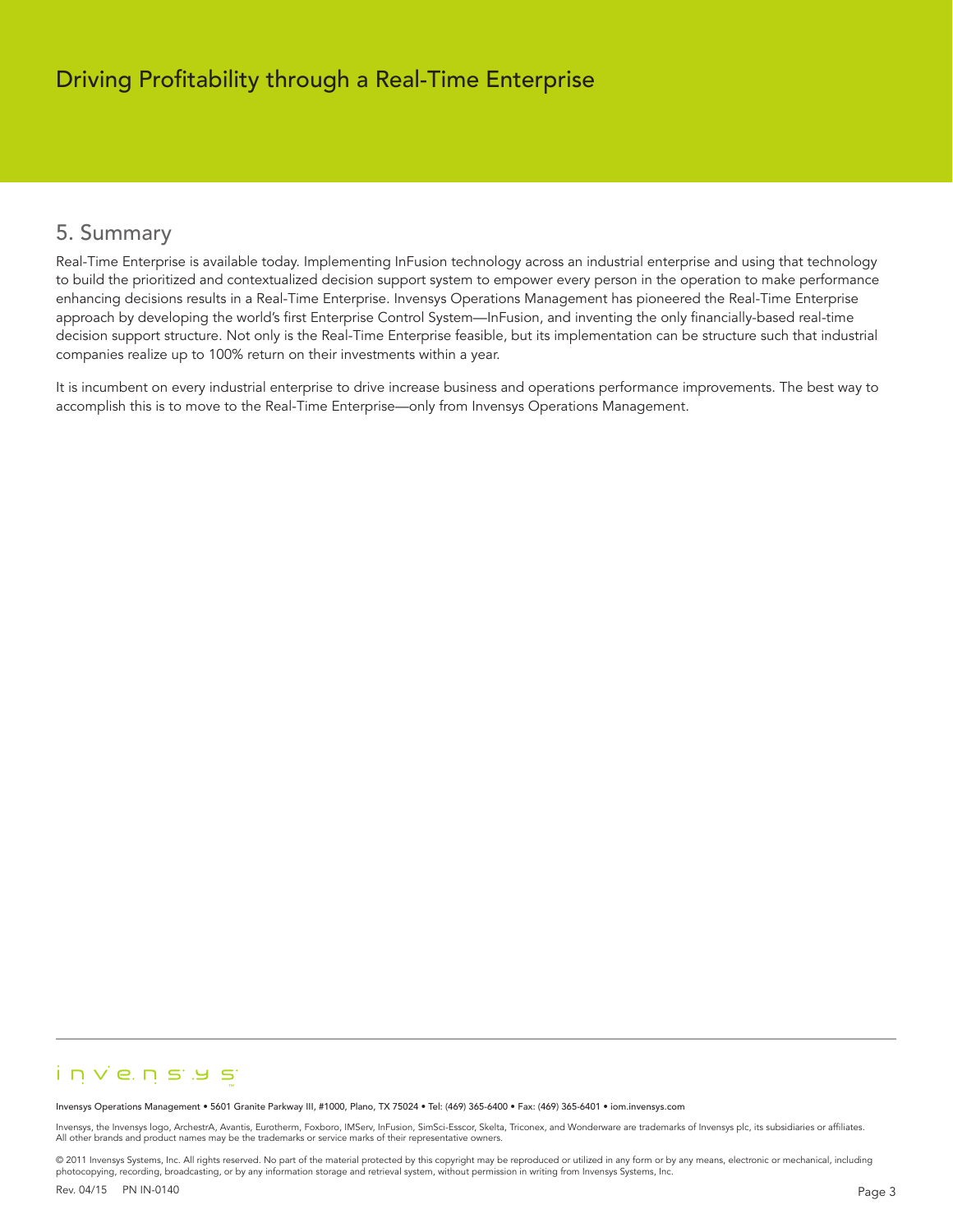## 5. Summary

Real-Time Enterprise is available today. Implementing InFusion technology across an industrial enterprise and using that technology to build the prioritized and contextualized decision support system to empower every person in the operation to make performance enhancing decisions results in a Real-Time Enterprise. Invensys Operations Management has pioneered the Real-Time Enterprise approach by developing the world's first Enterprise Control System—InFusion, and inventing the only financially-based real-time decision support structure. Not only is the Real-Time Enterprise feasible, but its implementation can be structure such that industrial companies realize up to 100% return on their investments within a year.

It is incumbent on every industrial enterprise to drive increase business and operations performance improvements. The best way to accomplish this is to move to the Real-Time Enterprise—only from Invensys Operations Management.

Invensys Operations Management • 5601 Granite Parkway III, #1000, Plano, TX 75024 • Tel: (469) 365-6400 • Fax: (469) 365-6401 • iom.invensys.com

Invensys, the Invensys logo, ArchestrA, Avantis, Eurotherm, Foxboro, IMServ, InFusion, SimSci-Esscor, Skelta, Triconex, and Wonderware are trademarks of Invensys plc, its subsidiaries or affiliates. All other brands and product names may be the trademarks or service marks of their representative owners.

© 2011 Invensys Systems, Inc. All rights reserved. No part of the material protected by this copyright may be reproduced or utilized in any form or by any means, electronic or mechanical, including photocopying, recording, broadcasting, or by any information storage and retrieval system, without permission in writing from Invensys Systems, Inc.

Rev. 04/15 PN IN-0140